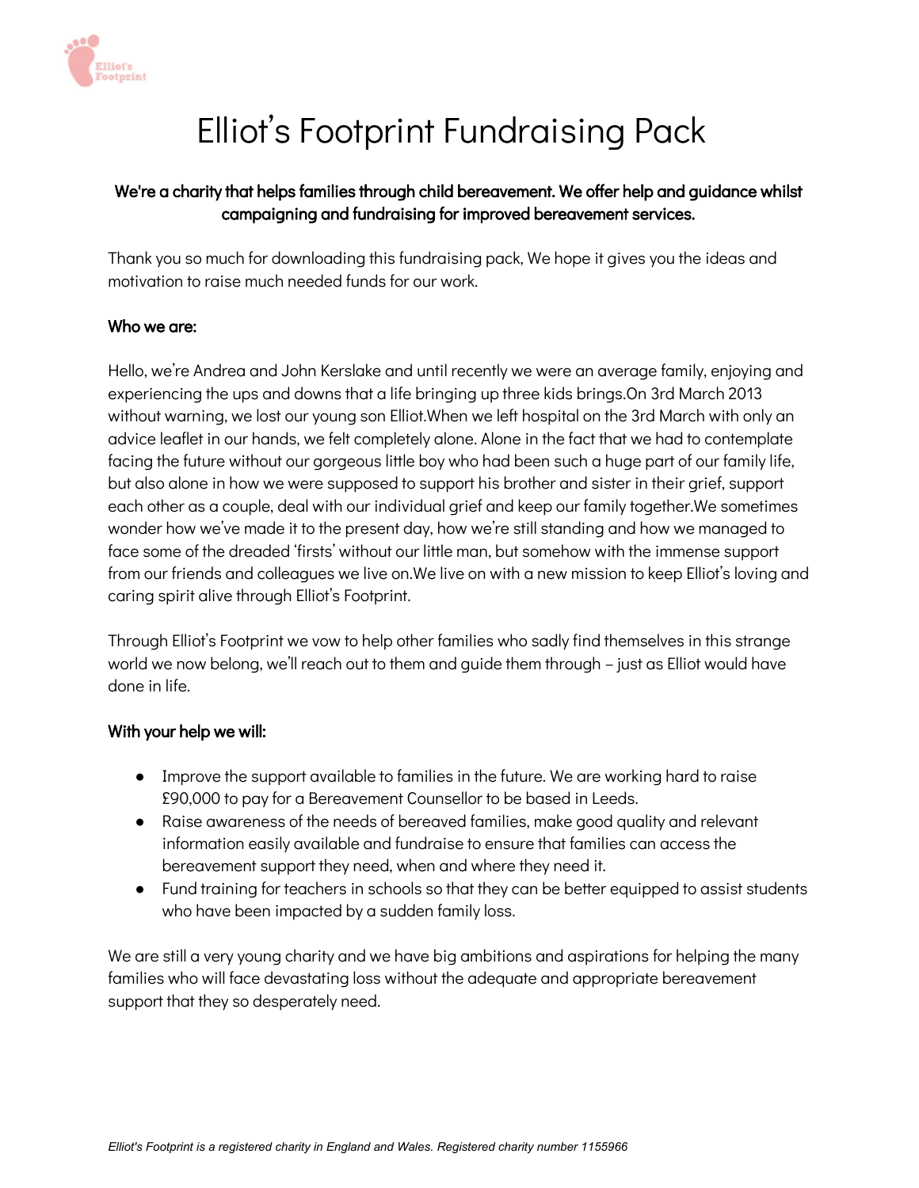# Elliot's Footprint Fundraising Pack

**We're a charity that helps families through child bereavement. We offer help and guidance whilst campaigning and fundraising for improved bereavement services.**

Thank you so much for downloading this fundraising pack, We hope it gives you the ideas and motivation to raise much needed funds for our work.

**Who we are:**

Hello, we're Andrea and John Kerslake and until recently we were an average family, enjoying and experiencing the ups and downs that a life bringing up three kids brings.On 3rd March 2013 without warning, we lost our young son Elliot.When we left hospital on the 3rd March with only an advice leaflet in our hands, we felt completely alone. Alone in the fact that we had to contemplate facing the future without our gorgeous little boy who had been such a huge part of our family life, but also alone in how we were supposed to support his brother and sister in their grief, support each other as a couple, deal with our individual grief and keep our family together.We sometimes wonder how we've made it to the present day, how we're still standing and how we managed to face some of the dreaded 'firsts' without our little man, but somehow with the immense support from our friends and colleagues we live on.We live on with a new mission to keep Elliot's loving and caring spirit alive through Elliot's Footprint.

Through Elliot's Footprint we vow to help other families who sadly find themselves in this strange world we now belong, we'll reach out to them and guide them through – just as Elliot would have done in life.

**With your help we will:**

- Improve the support available to families in the future. We are working hard to raise £90,000 to pay for a Bereavement Counsellor to be based in Leeds.
- Raise awareness of the needs of bereaved families, make good quality and relevant information easily available and fundraise to ensure that families can access the bereavement support they need, when and where they need it.
- Fund training for teachers in schools so that they can be better equipped to assist students who have been impacted by a sudden family loss.

We are still a very young charity and we have big ambitions and aspirations for helping the many families who will face devastating loss without the adequate and appropriate bereavement support that they so desperately need.

*Elliot's Footprint is a registered charity in England and Wales. Registered charity number 1155966*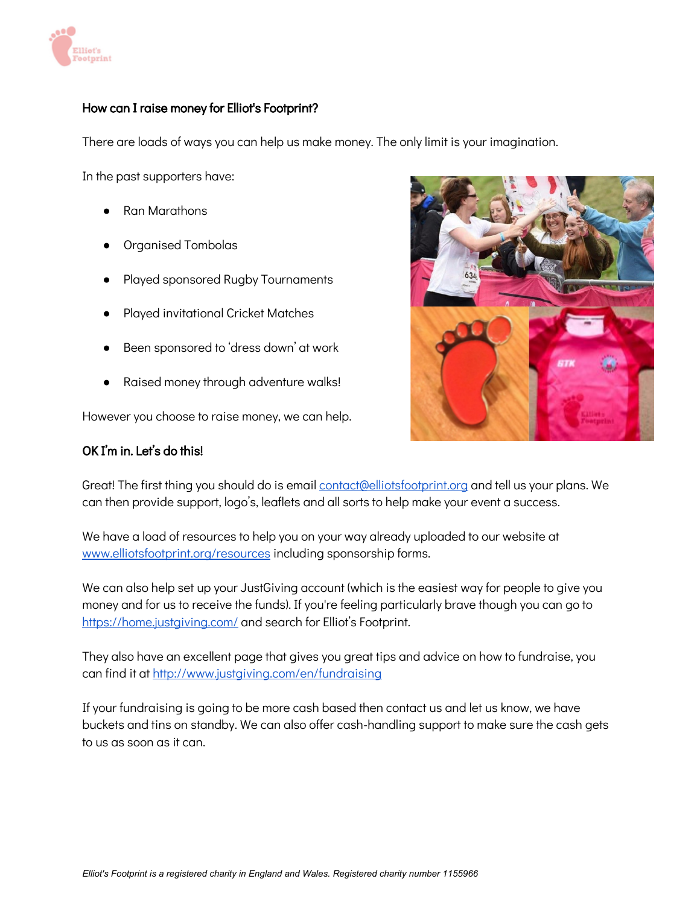## How can I raise money for Elliot's Footprint?

There are loads of ways you can help us make money. The only limit is your imagination.

In the past supporters have:

- Ran Marathons
- Organised Tombolas
- Played sponsored Rugby Tournaments
- Played invitational Cricket Matches
- Been sponsored to 'dress down' at work
- Raised money through adventure walks!

However you choose to raise money, we can help.

## OK I'm in. Let's do this!

Great! The first thing you should do is email [contact@elliotsfootprint.org](mailto:contact@elliotsfootprint.org) and tell us your plans. We can then provide support, logo's, leaflets and all sorts to help make your event a success.

We have a load of resources to help you on your way already uploaded to our website at [www.elliotsfootprint.org/resources](http://www.elliotsfootprint.org/resources) including sponsorship forms.

We can also help set up your JustGiving account (which is the easiest way for people to give you money and for us to receive the funds). If you're feeling particularly brave though you can go to [https://home.justgiving.com/](https://home.justgiving.com/) and search for Elliot's Footprint.

They also have an excellent page that gives you great tips and advice on how to fundraise, you can find it at [http://www.justgiving.com/en/fundraising](http://www.justgiving.com/en/fundraising)

If your fundraising is going to be more cash based then contact us and let us know, we have buckets and tins on standby. We can also offer cash-handling support to make sure the cash gets to us as soon as it can.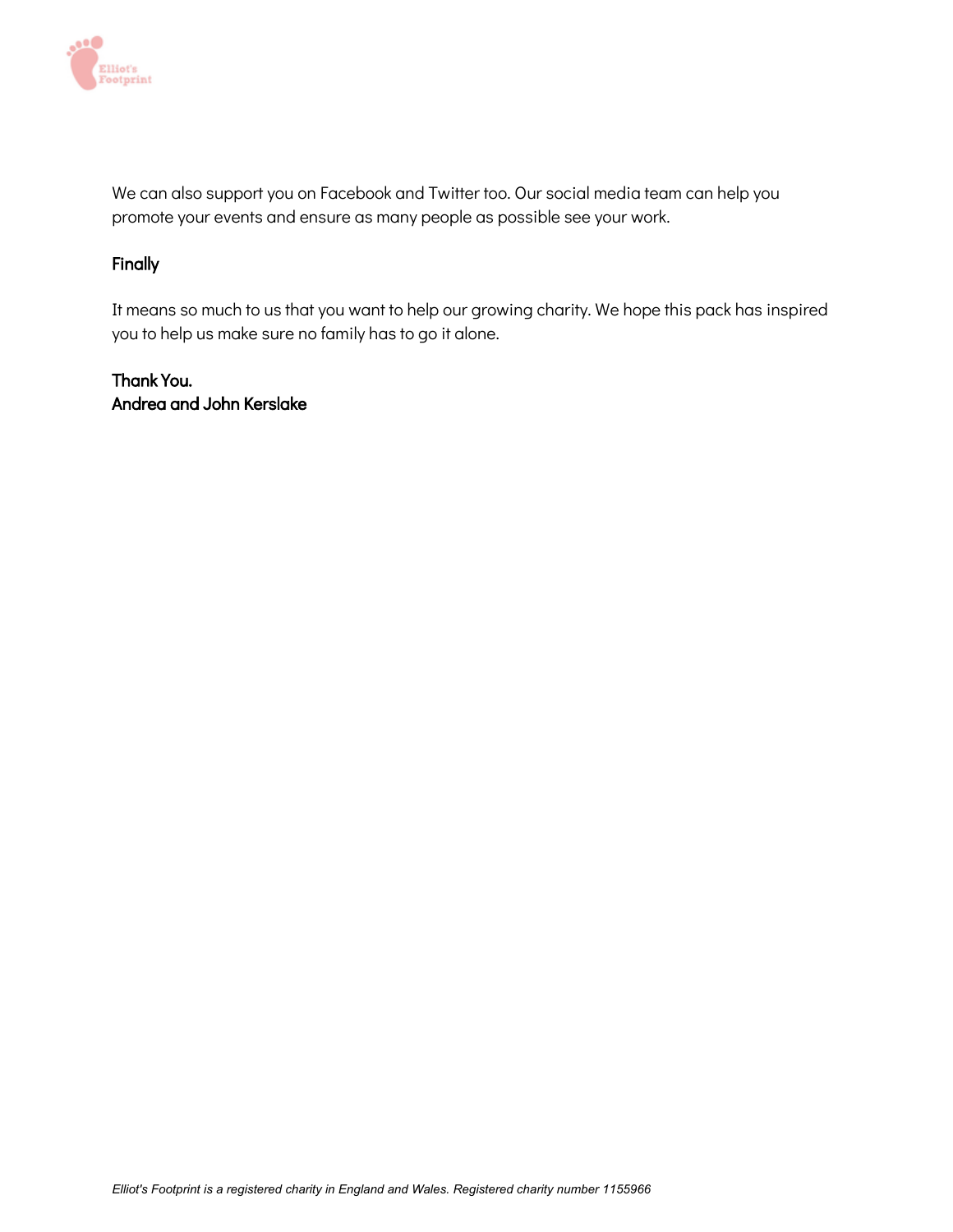We can also support you on Facebook and Twitter too. Our social media team can help you promote your events and ensure as many people as possible see your work.

## Finally

It means so much to us that you want to help our growing charity. We hope this pack has inspired you to help us make sure no family has to go it alone.

**Thank You.**
**Andrea and John Kerslake**

*Elliot's Footprint is a registered charity in England and Wales. Registered charity number 1155966*